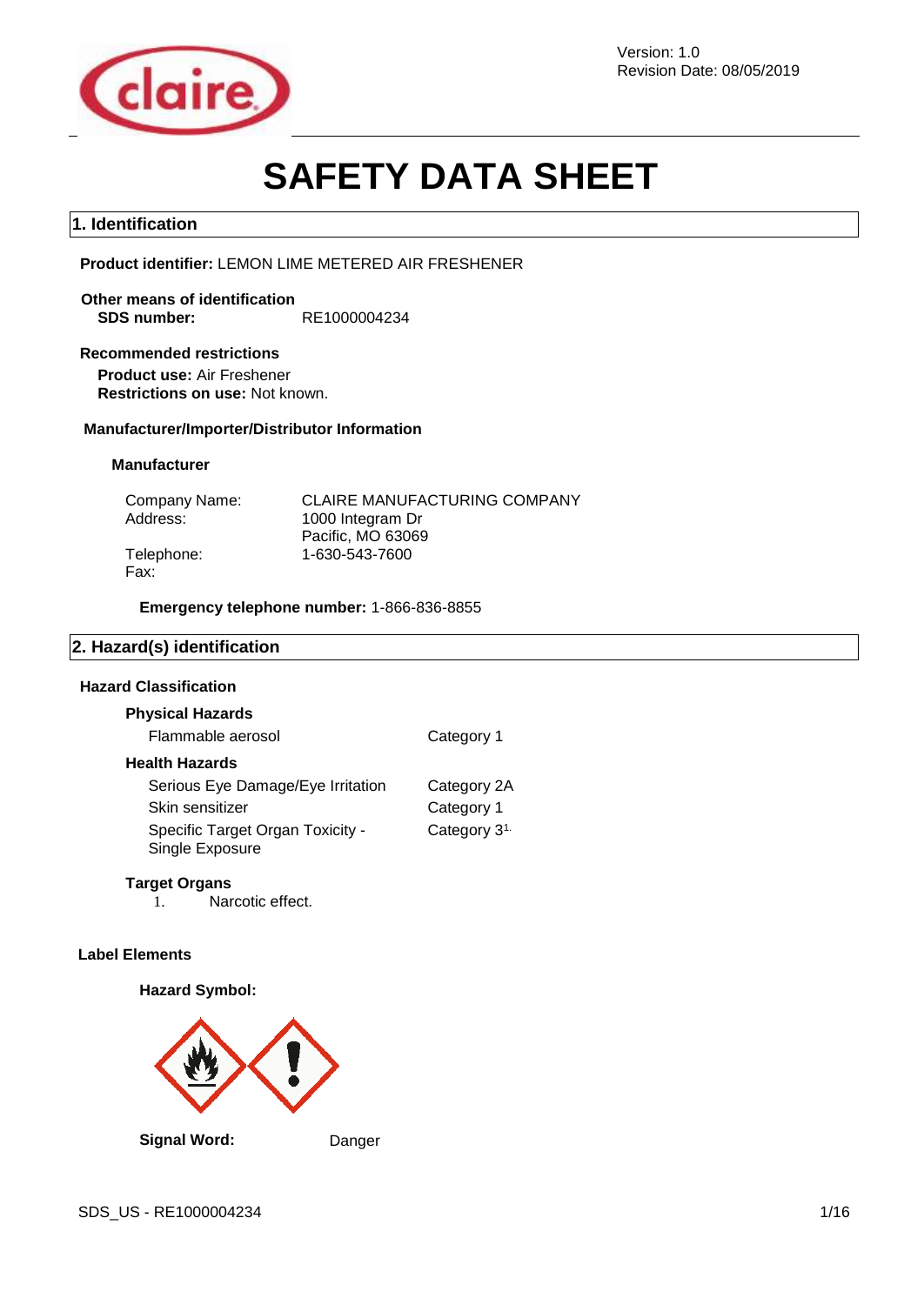Version: 1.0
Revision Date: 08/05/2019

# SAFETY DATA SHEET

## 1. Identification

**Product identifier:** LEMON LIME METERED AIR FRESHENER

**Other means of identification**
**SDS number:** RE1000004234

**Recommended restrictions**
**Product use:** Air Freshener
**Restrictions on use:** Not known.

**Manufacturer/Importer/Distributor Information**

**Manufacturer**

| | |
|---|---|
| Company Name: | CLAIRE MANUFACTURING COMPANY |
| Address: | 1000 Integram Dr<br>Pacific, MO 63069 |
| Telephone: | 1-630-543-7600 |
| Fax: | |

**Emergency telephone number:** 1-866-836-8855

## 2. Hazard(s) identification

**Hazard Classification**

**Physical Hazards**

| | |
|---|---|
| Flammable aerosol | Category 1 |

**Health Hazards**

| | |
|---|---|
| Serious Eye Damage/Eye Irritation | Category 2A |
| Skin sensitizer | Category 1 |
| Specific Target Organ Toxicity - Single Exposure | Category 3[1.] |

**Target Organs**

1. Narcotic effect.

**Label Elements**

**Hazard Symbol:**

**Signal Word:** Danger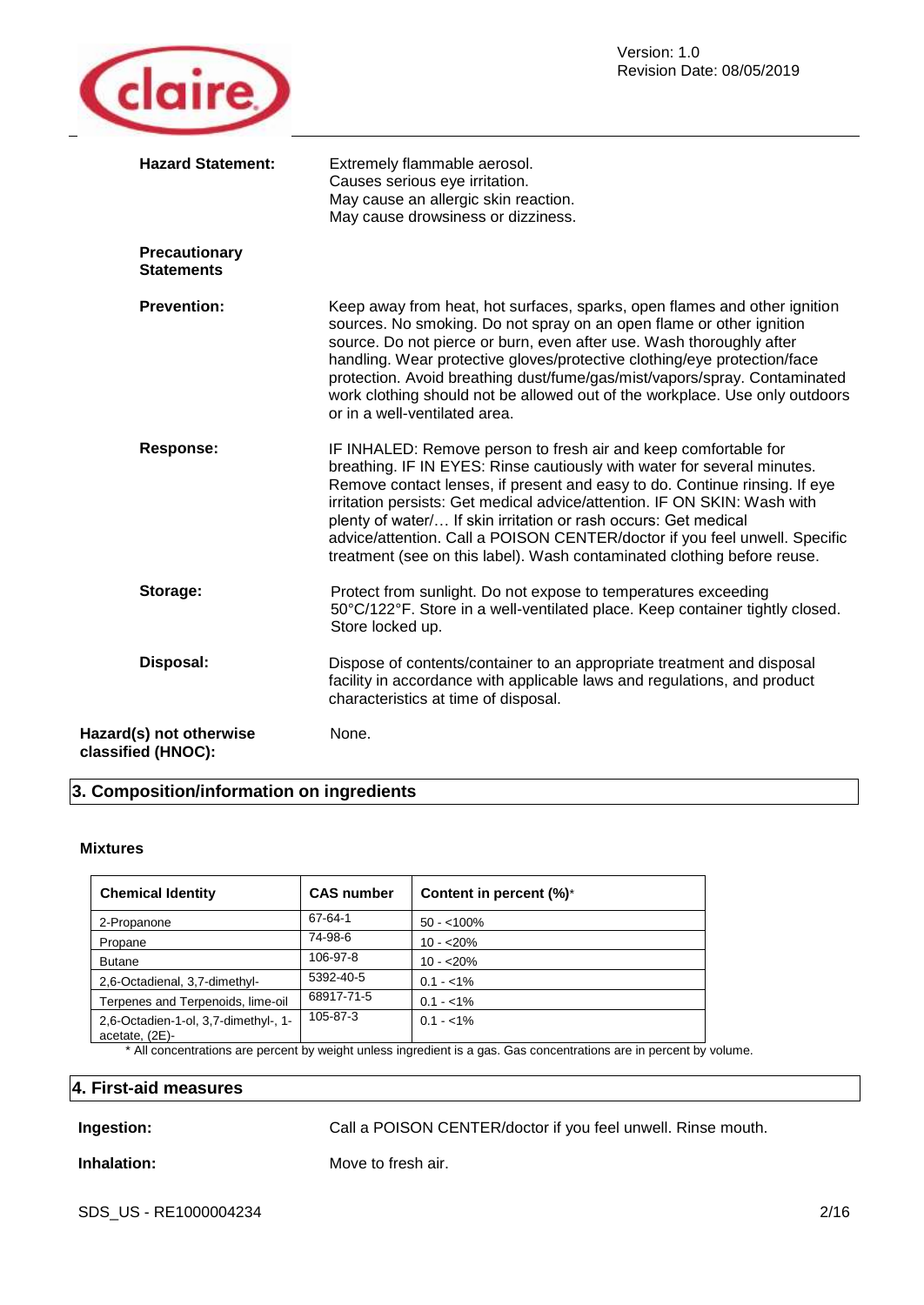**Hazard Statement:** Extremely flammable aerosol.
Causes serious eye irritation.
May cause an allergic skin reaction.
May cause drowsiness or dizziness.

**Precautionary Statements**

**Prevention:** Keep away from heat, hot surfaces, sparks, open flames and other ignition sources. No smoking. Do not spray on an open flame or other ignition source. Do not pierce or burn, even after use. Wash thoroughly after handling. Wear protective gloves/protective clothing/eye protection/face protection. Avoid breathing dust/fume/gas/mist/vapors/spray. Contaminated work clothing should not be allowed out of the workplace. Use only outdoors or in a well-ventilated area.

**Response:** IF INHALED: Remove person to fresh air and keep comfortable for breathing. IF IN EYES: Rinse cautiously with water for several minutes. Remove contact lenses, if present and easy to do. Continue rinsing. If eye irritation persists: Get medical advice/attention. IF ON SKIN: Wash with plenty of water/… If skin irritation or rash occurs: Get medical advice/attention. Call a POISON CENTER/doctor if you feel unwell. Specific treatment (see on this label). Wash contaminated clothing before reuse.

**Storage:** Protect from sunlight. Do not expose to temperatures exceeding 50°C/122°F. Store in a well-ventilated place. Keep container tightly closed. Store locked up.

**Disposal:** Dispose of contents/container to an appropriate treatment and disposal facility in accordance with applicable laws and regulations, and product characteristics at time of disposal.

**Hazard(s) not otherwise classified (HNOC):** None.

## 3. Composition/information on ingredients

### Mixtures

| Chemical Identity | CAS number | Content in percent (%)* |
|---|---|---|
| 2-Propanone | 67-64-1 | 50 - <100% |
| Propane | 74-98-6 | 10 - <20% |
| Butane | 106-97-8 | 10 - <20% |
| 2,6-Octadienal, 3,7-dimethyl- | 5392-40-5 | 0.1 - <1% |
| Terpenes and Terpenoids, lime-oil | 68917-71-5 | 0.1 - <1% |
| 2,6-Octadien-1-ol, 3,7-dimethyl-, 1-acetate, (2E)- | 105-87-3 | 0.1 - <1% |

* All concentrations are percent by weight unless ingredient is a gas. Gas concentrations are in percent by volume.

## 4. First-aid measures

**Ingestion:** Call a POISON CENTER/doctor if you feel unwell. Rinse mouth.

**Inhalation:** Move to fresh air.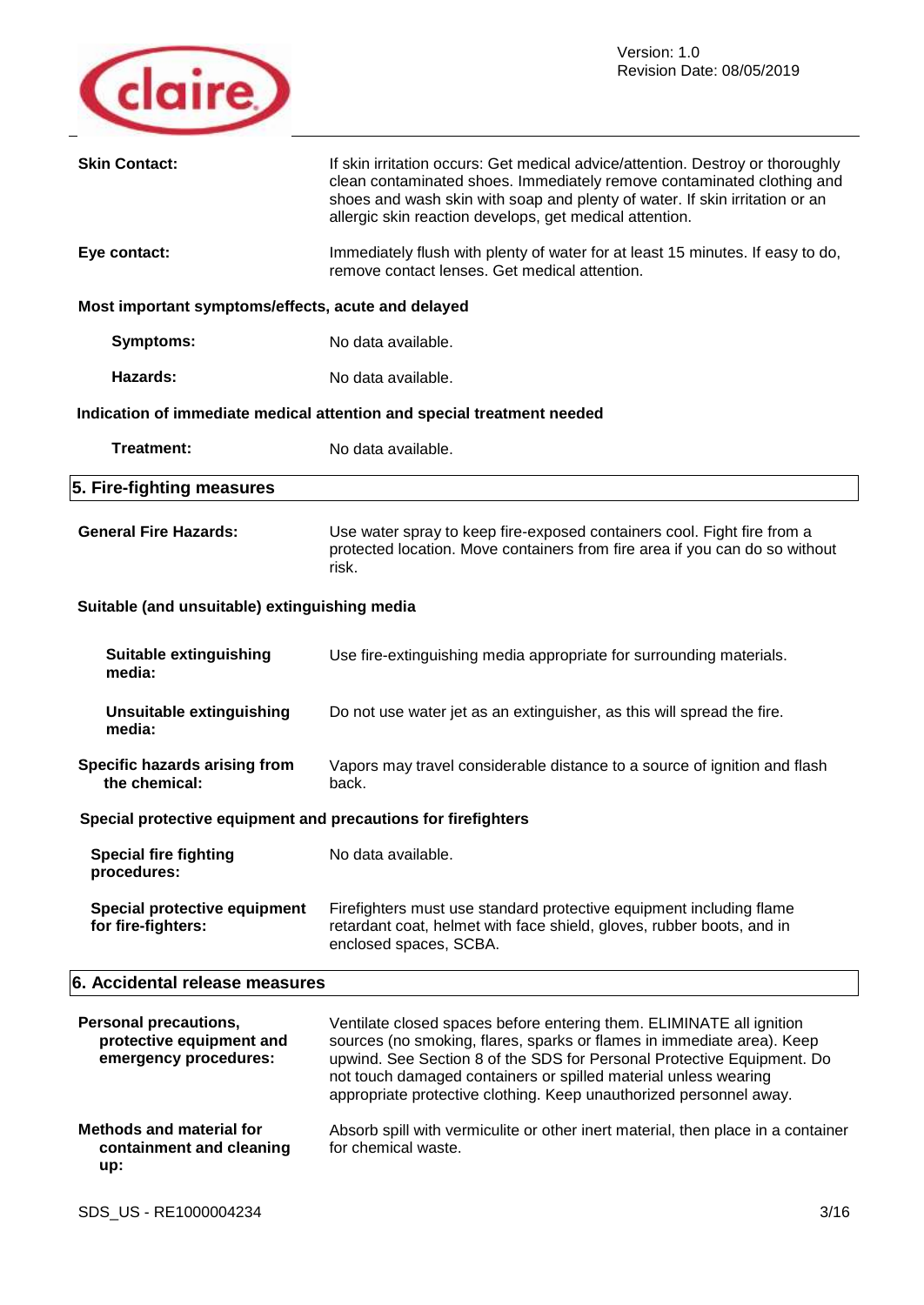**Skin Contact:** If skin irritation occurs: Get medical advice/attention. Destroy or thoroughly clean contaminated shoes. Immediately remove contaminated clothing and shoes and wash skin with soap and plenty of water. If skin irritation or an allergic skin reaction develops, get medical attention.

**Eye contact:** Immediately flush with plenty of water for at least 15 minutes. If easy to do, remove contact lenses. Get medical attention.

**Most important symptoms/effects, acute and delayed**

**Symptoms:** No data available.

**Hazards:** No data available.

**Indication of immediate medical attention and special treatment needed**

**Treatment:** No data available.

## 5. Fire-fighting measures

**General Fire Hazards:** Use water spray to keep fire-exposed containers cool. Fight fire from a protected location. Move containers from fire area if you can do so without risk.

**Suitable (and unsuitable) extinguishing media**

**Suitable extinguishing media:** Use fire-extinguishing media appropriate for surrounding materials.

**Unsuitable extinguishing media:** Do not use water jet as an extinguisher, as this will spread the fire.

**Specific hazards arising from the chemical:** Vapors may travel considerable distance to a source of ignition and flash back.

**Special protective equipment and precautions for firefighters**

**Special fire fighting procedures:** No data available.

**Special protective equipment for fire-fighters:** Firefighters must use standard protective equipment including flame retardant coat, helmet with face shield, gloves, rubber boots, and in enclosed spaces, SCBA.

## 6. Accidental release measures

**Personal precautions, protective equipment and emergency procedures:** Ventilate closed spaces before entering them. ELIMINATE all ignition sources (no smoking, flares, sparks or flames in immediate area). Keep upwind. See Section 8 of the SDS for Personal Protective Equipment. Do not touch damaged containers or spilled material unless wearing appropriate protective clothing. Keep unauthorized personnel away.

**Methods and material for containment and cleaning up:** Absorb spill with vermiculite or other inert material, then place in a container for chemical waste.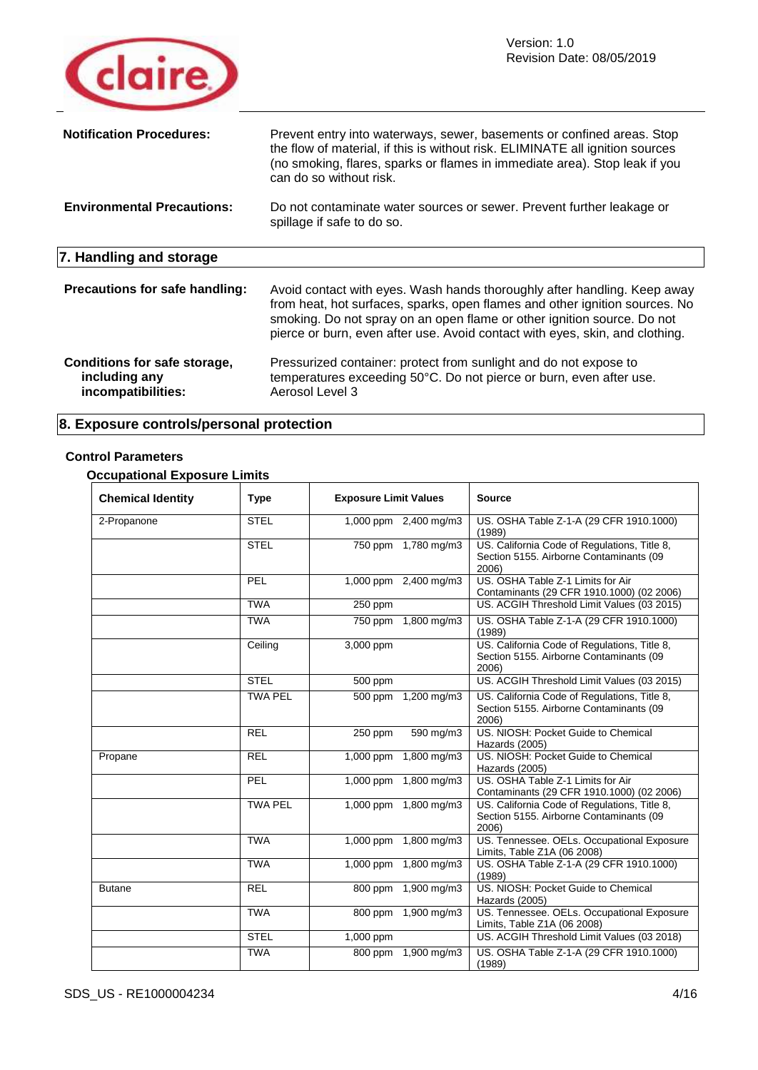| | |
|---|---|
| **Notification Procedures:** | Prevent entry into waterways, sewer, basements or confined areas. Stop the flow of material, if this is without risk. ELIMINATE all ignition sources (no smoking, flares, sparks or flames in immediate area). Stop leak if you can do so without risk. |
| **Environmental Precautions:** | Do not contaminate water sources or sewer. Prevent further leakage or spillage if safe to do so. |

## 7. Handling and storage

| | |
|---|---|
| **Precautions for safe handling:** | Avoid contact with eyes. Wash hands thoroughly after handling. Keep away from heat, hot surfaces, sparks, open flames and other ignition sources. No smoking. Do not spray on an open flame or other ignition source. Do not pierce or burn, even after use. Avoid contact with eyes, skin, and clothing. |
| **Conditions for safe storage, including any incompatibilities:** | Pressurized container: protect from sunlight and do not expose to temperatures exceeding 50°C. Do not pierce or burn, even after use. Aerosol Level 3 |

## 8. Exposure controls/personal protection

### Control Parameters

#### Occupational Exposure Limits

| Chemical Identity | Type | Exposure Limit Values | | Source |
|---|---|---|---|---|
| 2-Propanone | STEL | 1,000 ppm | 2,400 mg/m3 | US. OSHA Table Z-1-A (29 CFR 1910.1000) (1989) |
| | STEL | 750 ppm | 1,780 mg/m3 | US. California Code of Regulations, Title 8, Section 5155. Airborne Contaminants (09 2006) |
| | PEL | 1,000 ppm | 2,400 mg/m3 | US. OSHA Table Z-1 Limits for Air Contaminants (29 CFR 1910.1000) (02 2006) |
| | TWA | 250 ppm | | US. ACGIH Threshold Limit Values (03 2015) |
| | TWA | 750 ppm | 1,800 mg/m3 | US. OSHA Table Z-1-A (29 CFR 1910.1000) (1989) |
| | Ceiling | 3,000 ppm | | US. California Code of Regulations, Title 8, Section 5155. Airborne Contaminants (09 2006) |
| | STEL | 500 ppm | | US. ACGIH Threshold Limit Values (03 2015) |
| | TWA PEL | 500 ppm | 1,200 mg/m3 | US. California Code of Regulations, Title 8, Section 5155. Airborne Contaminants (09 2006) |
| | REL | 250 ppm | 590 mg/m3 | US. NIOSH: Pocket Guide to Chemical Hazards (2005) |
| Propane | REL | 1,000 ppm | 1,800 mg/m3 | US. NIOSH: Pocket Guide to Chemical Hazards (2005) |
| | PEL | 1,000 ppm | 1,800 mg/m3 | US. OSHA Table Z-1 Limits for Air Contaminants (29 CFR 1910.1000) (02 2006) |
| | TWA PEL | 1,000 ppm | 1,800 mg/m3 | US. California Code of Regulations, Title 8, Section 5155. Airborne Contaminants (09 2006) |
| | TWA | 1,000 ppm | 1,800 mg/m3 | US. Tennessee. OELs. Occupational Exposure Limits, Table Z1A (06 2008) |
| | TWA | 1,000 ppm | 1,800 mg/m3 | US. OSHA Table Z-1-A (29 CFR 1910.1000) (1989) |
| Butane | REL | 800 ppm | 1,900 mg/m3 | US. NIOSH: Pocket Guide to Chemical Hazards (2005) |
| | TWA | 800 ppm | 1,900 mg/m3 | US. Tennessee. OELs. Occupational Exposure Limits, Table Z1A (06 2008) |
| | STEL | 1,000 ppm | | US. ACGIH Threshold Limit Values (03 2018) |
| | TWA | 800 ppm | 1,900 mg/m3 | US. OSHA Table Z-1-A (29 CFR 1910.1000) (1989) |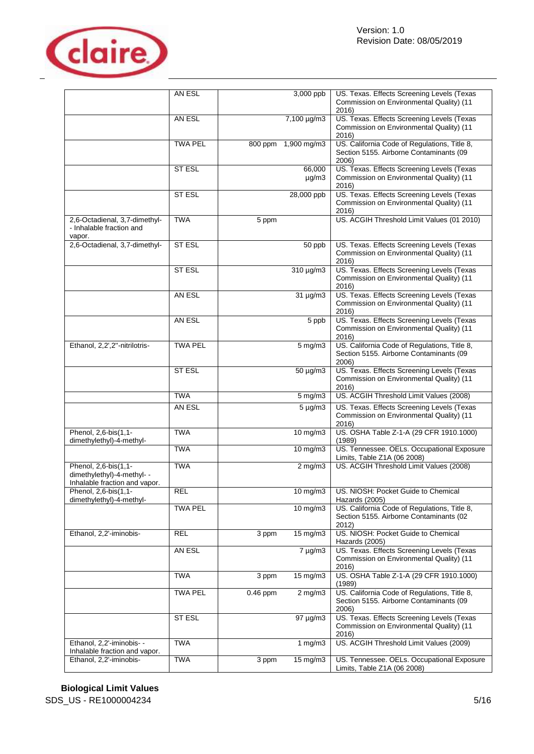|  | AN ESL |  | 3,000 ppb | US. Texas. Effects Screening Levels (Texas Commission on Environmental Quality) (11 2016) |
|---|---|---|---|---|
|  | AN ESL |  | 7,100 µg/m3 | US. Texas. Effects Screening Levels (Texas Commission on Environmental Quality) (11 2016) |
|  | TWA PEL | 800 ppm | 1,900 mg/m3 | US. California Code of Regulations, Title 8, Section 5155. Airborne Contaminants (09 2006) |
|  | ST ESL |  | 66,000 µg/m3 | US. Texas. Effects Screening Levels (Texas Commission on Environmental Quality) (11 2016) |
|  | ST ESL |  | 28,000 ppb | US. Texas. Effects Screening Levels (Texas Commission on Environmental Quality) (11 2016) |
| 2,6-Octadienal, 3,7-dimethyl- - Inhalable fraction and vapor. | TWA | 5 ppm |  | US. ACGIH Threshold Limit Values (01 2010) |
| 2,6-Octadienal, 3,7-dimethyl- | ST ESL |  | 50 ppb | US. Texas. Effects Screening Levels (Texas Commission on Environmental Quality) (11 2016) |
|  | ST ESL |  | 310 µg/m3 | US. Texas. Effects Screening Levels (Texas Commission on Environmental Quality) (11 2016) |
|  | AN ESL |  | 31 µg/m3 | US. Texas. Effects Screening Levels (Texas Commission on Environmental Quality) (11 2016) |
|  | AN ESL |  | 5 ppb | US. Texas. Effects Screening Levels (Texas Commission on Environmental Quality) (11 2016) |
| Ethanol, 2,2',2''-nitrilotris- | TWA PEL |  | 5 mg/m3 | US. California Code of Regulations, Title 8, Section 5155. Airborne Contaminants (09 2006) |
|  | ST ESL |  | 50 µg/m3 | US. Texas. Effects Screening Levels (Texas Commission on Environmental Quality) (11 2016) |
|  | TWA |  | 5 mg/m3 | US. ACGIH Threshold Limit Values (2008) |
|  | AN ESL |  | 5 µg/m3 | US. Texas. Effects Screening Levels (Texas Commission on Environmental Quality) (11 2016) |
| Phenol, 2,6-bis(1,1-dimethylethyl)-4-methyl- | TWA |  | 10 mg/m3 | US. OSHA Table Z-1-A (29 CFR 1910.1000) (1989) |
|  | TWA |  | 10 mg/m3 | US. Tennessee. OELs. Occupational Exposure Limits, Table Z1A (06 2008) |
| Phenol, 2,6-bis(1,1-dimethylethyl)-4-methyl- - Inhalable fraction and vapor. | TWA |  | 2 mg/m3 | US. ACGIH Threshold Limit Values (2008) |
| Phenol, 2,6-bis(1,1-dimethylethyl)-4-methyl- | REL |  | 10 mg/m3 | US. NIOSH: Pocket Guide to Chemical Hazards (2005) |
|  | TWA PEL |  | 10 mg/m3 | US. California Code of Regulations, Title 8, Section 5155. Airborne Contaminants (02 2012) |
| Ethanol, 2,2'-iminobis- | REL | 3 ppm | 15 mg/m3 | US. NIOSH: Pocket Guide to Chemical Hazards (2005) |
|  | AN ESL |  | 7 µg/m3 | US. Texas. Effects Screening Levels (Texas Commission on Environmental Quality) (11 2016) |
|  | TWA | 3 ppm | 15 mg/m3 | US. OSHA Table Z-1-A (29 CFR 1910.1000) (1989) |
|  | TWA PEL | 0.46 ppm | 2 mg/m3 | US. California Code of Regulations, Title 8, Section 5155. Airborne Contaminants (09 2006) |
|  | ST ESL |  | 97 µg/m3 | US. Texas. Effects Screening Levels (Texas Commission on Environmental Quality) (11 2016) |
| Ethanol, 2,2'-iminobis- - Inhalable fraction and vapor. | TWA |  | 1 mg/m3 | US. ACGIH Threshold Limit Values (2009) |
| Ethanol, 2,2'-iminobis- | TWA | 3 ppm | 15 mg/m3 | US. Tennessee. OELs. Occupational Exposure Limits, Table Z1A (06 2008) |

**Biological Limit Values**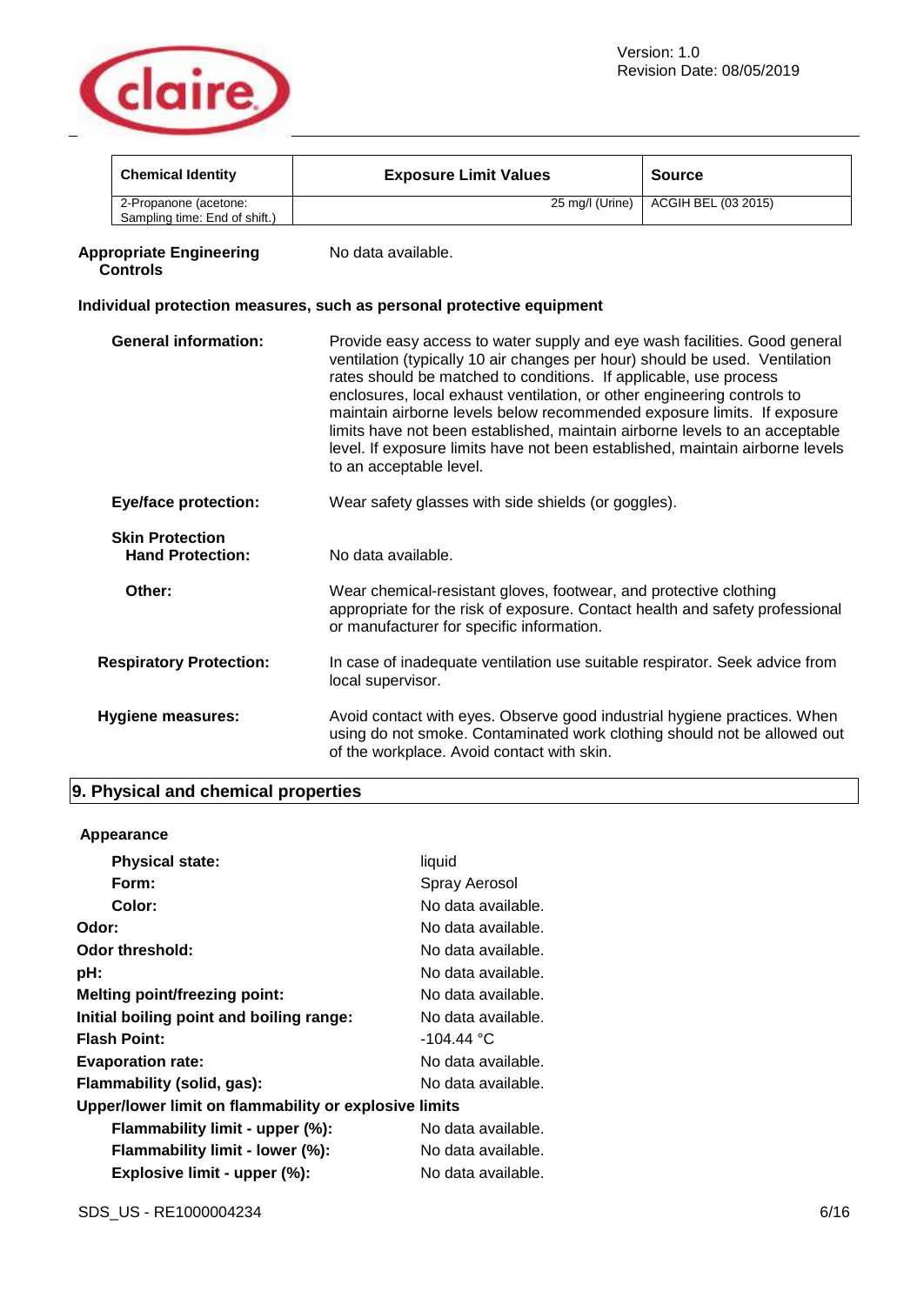| Chemical Identity | Exposure Limit Values | Source |
|---|---|---|
| 2-Propanone (acetone: Sampling time: End of shift.) | 25 mg/l (Urine) | ACGIH BEL (03 2015) |

**Appropriate Engineering Controls** — No data available.

### Individual protection measures, such as personal protective equipment

**General information:** Provide easy access to water supply and eye wash facilities. Good general ventilation (typically 10 air changes per hour) should be used. Ventilation rates should be matched to conditions. If applicable, use process enclosures, local exhaust ventilation, or other engineering controls to maintain airborne levels below recommended exposure limits. If exposure limits have not been established, maintain airborne levels to an acceptable level. If exposure limits have not been established, maintain airborne levels to an acceptable level.

**Eye/face protection:** Wear safety glasses with side shields (or goggles).

**Skin Protection**

**Hand Protection:** No data available.

**Other:** Wear chemical-resistant gloves, footwear, and protective clothing appropriate for the risk of exposure. Contact health and safety professional or manufacturer for specific information.

**Respiratory Protection:** In case of inadequate ventilation use suitable respirator. Seek advice from local supervisor.

**Hygiene measures:** Avoid contact with eyes. Observe good industrial hygiene practices. When using do not smoke. Contaminated work clothing should not be allowed out of the workplace. Avoid contact with skin.

## 9. Physical and chemical properties

**Appearance**

| | |
|---|---|
| **Physical state:** | liquid |
| **Form:** | Spray Aerosol |
| **Color:** | No data available. |
| **Odor:** | No data available. |
| **Odor threshold:** | No data available. |
| **pH:** | No data available. |
| **Melting point/freezing point:** | No data available. |
| **Initial boiling point and boiling range:** | No data available. |
| **Flash Point:** | -104.44 °C |
| **Evaporation rate:** | No data available. |
| **Flammability (solid, gas):** | No data available. |

**Upper/lower limit on flammability or explosive limits**

| | |
|---|---|
| **Flammability limit - upper (%):** | No data available. |
| **Flammability limit - lower (%):** | No data available. |
| **Explosive limit - upper (%):** | No data available. |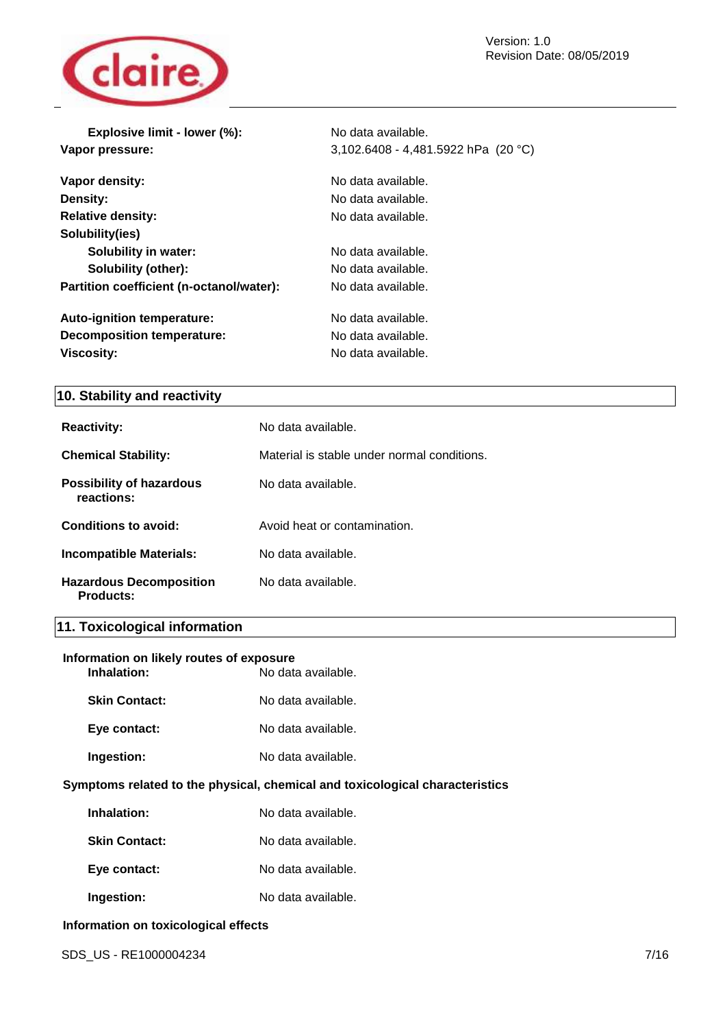| | |
|---|---|
| **Explosive limit - lower (%):** | No data available. |
| **Vapor pressure:** | 3,102.6408 - 4,481.5922 hPa (20 °C) |
| **Vapor density:** | No data available. |
| **Density:** | No data available. |
| **Relative density:** | No data available. |
| **Solubility(ies)** | |
| **Solubility in water:** | No data available. |
| **Solubility (other):** | No data available. |
| **Partition coefficient (n-octanol/water):** | No data available. |
| **Auto-ignition temperature:** | No data available. |
| **Decomposition temperature:** | No data available. |
| **Viscosity:** | No data available. |

## 10. Stability and reactivity

| | |
|---|---|
| **Reactivity:** | No data available. |
| **Chemical Stability:** | Material is stable under normal conditions. |
| **Possibility of hazardous reactions:** | No data available. |
| **Conditions to avoid:** | Avoid heat or contamination. |
| **Incompatible Materials:** | No data available. |
| **Hazardous Decomposition Products:** | No data available. |

## 11. Toxicological information

**Information on likely routes of exposure**

| | |
|---|---|
| **Inhalation:** | No data available. |
| **Skin Contact:** | No data available. |
| **Eye contact:** | No data available. |
| **Ingestion:** | No data available. |

**Symptoms related to the physical, chemical and toxicological characteristics**

| | |
|---|---|
| **Inhalation:** | No data available. |
| **Skin Contact:** | No data available. |
| **Eye contact:** | No data available. |
| **Ingestion:** | No data available. |

**Information on toxicological effects**

SDS_US - RE1000004234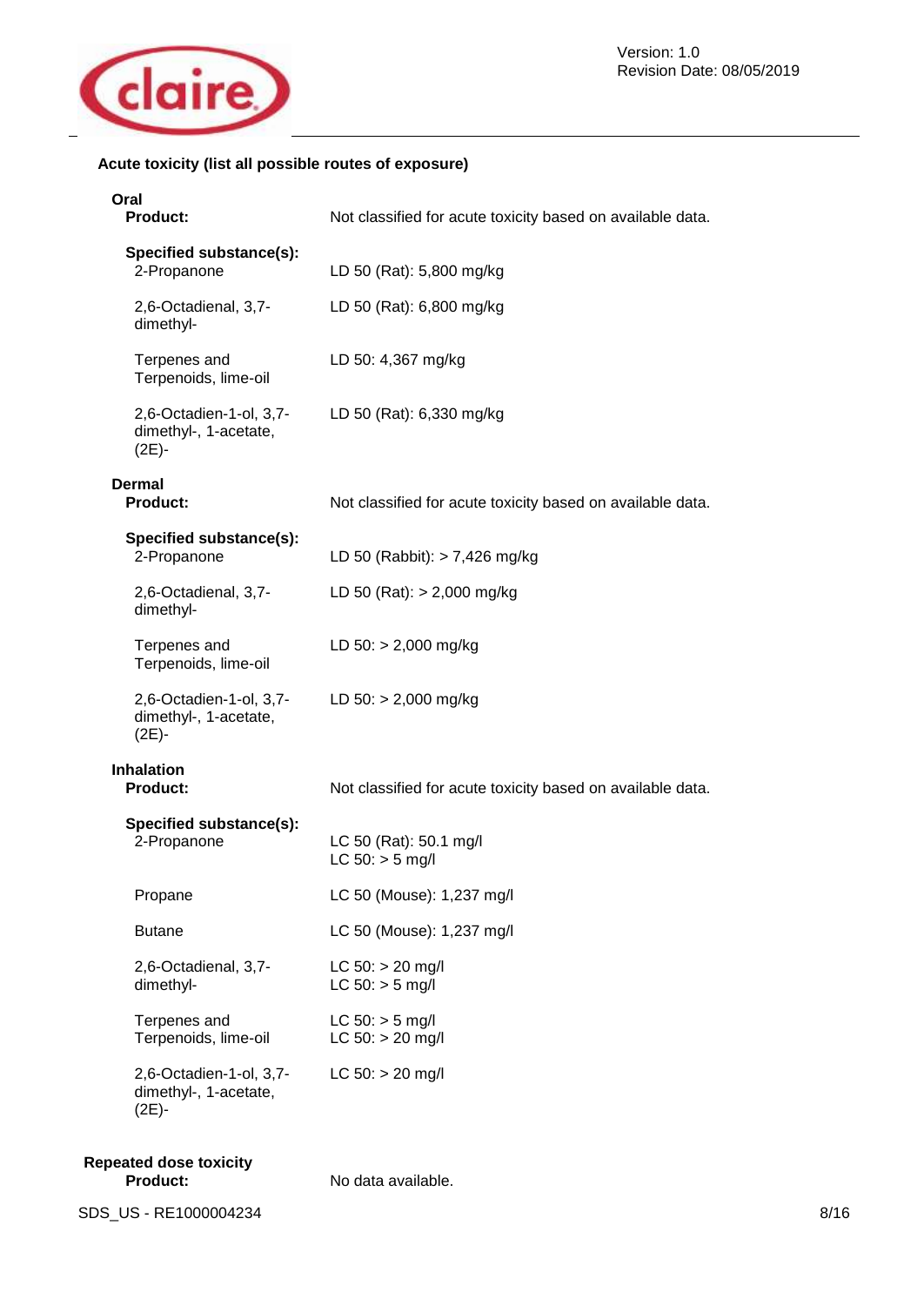**Acute toxicity (list all possible routes of exposure)**

**Oral**

**Product:** Not classified for acute toxicity based on available data.

**Specified substance(s):**

| | |
|---|---|
| 2-Propanone | LD 50 (Rat): 5,800 mg/kg |
| 2,6-Octadienal, 3,7-dimethyl- | LD 50 (Rat): 6,800 mg/kg |
| Terpenes and Terpenoids, lime-oil | LD 50: 4,367 mg/kg |
| 2,6-Octadien-1-ol, 3,7-dimethyl-, 1-acetate, (2E)- | LD 50 (Rat): 6,330 mg/kg |

**Dermal**

**Product:** Not classified for acute toxicity based on available data.

**Specified substance(s):**

| | |
|---|---|
| 2-Propanone | LD 50 (Rabbit): > 7,426 mg/kg |
| 2,6-Octadienal, 3,7-dimethyl- | LD 50 (Rat): > 2,000 mg/kg |
| Terpenes and Terpenoids, lime-oil | LD 50: > 2,000 mg/kg |
| 2,6-Octadien-1-ol, 3,7-dimethyl-, 1-acetate, (2E)- | LD 50: > 2,000 mg/kg |

**Inhalation**

**Product:** Not classified for acute toxicity based on available data.

**Specified substance(s):**

| | |
|---|---|
| 2-Propanone | LC 50 (Rat): 50.1 mg/l<br>LC 50: > 5 mg/l |
| Propane | LC 50 (Mouse): 1,237 mg/l |
| Butane | LC 50 (Mouse): 1,237 mg/l |
| 2,6-Octadienal, 3,7-dimethyl- | LC 50: > 20 mg/l<br>LC 50: > 5 mg/l |
| Terpenes and Terpenoids, lime-oil | LC 50: > 5 mg/l<br>LC 50: > 20 mg/l |
| 2,6-Octadien-1-ol, 3,7-dimethyl-, 1-acetate, (2E)- | LC 50: > 20 mg/l |

**Repeated dose toxicity**

**Product:** No data available.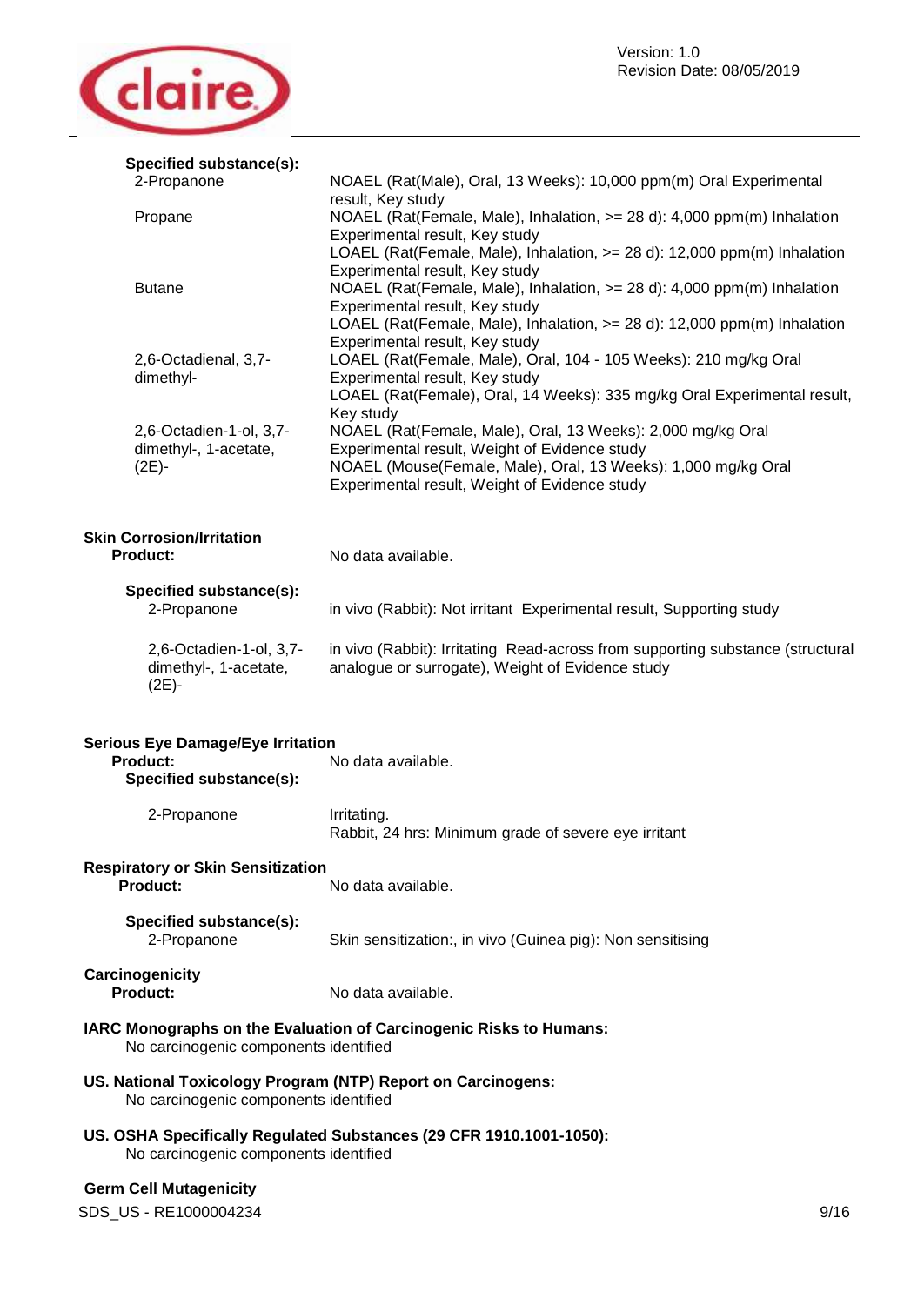**Specified substance(s):**

| | |
|---|---|
| 2-Propanone | NOAEL (Rat(Male), Oral, 13 Weeks): 10,000 ppm(m) Oral Experimental result, Key study |
| Propane | NOAEL (Rat(Female, Male), Inhalation, >= 28 d): 4,000 ppm(m) Inhalation Experimental result, Key study<br>LOAEL (Rat(Female, Male), Inhalation, >= 28 d): 12,000 ppm(m) Inhalation Experimental result, Key study |
| Butane | NOAEL (Rat(Female, Male), Inhalation, >= 28 d): 4,000 ppm(m) Inhalation Experimental result, Key study<br>LOAEL (Rat(Female, Male), Inhalation, >= 28 d): 12,000 ppm(m) Inhalation Experimental result, Key study |
| 2,6-Octadienal, 3,7-dimethyl- | LOAEL (Rat(Female, Male), Oral, 104 - 105 Weeks): 210 mg/kg Oral Experimental result, Key study<br>LOAEL (Rat(Female), Oral, 14 Weeks): 335 mg/kg Oral Experimental result, Key study |
| 2,6-Octadien-1-ol, 3,7-dimethyl-, 1-acetate, (2E)- | NOAEL (Rat(Female, Male), Oral, 13 Weeks): 2,000 mg/kg Oral Experimental result, Weight of Evidence study<br>NOAEL (Mouse(Female, Male), Oral, 13 Weeks): 1,000 mg/kg Oral Experimental result, Weight of Evidence study |

**Skin Corrosion/Irritation**

**Product:** No data available.

**Specified substance(s):**

| | |
|---|---|
| 2-Propanone | in vivo (Rabbit): Not irritant Experimental result, Supporting study |
| 2,6-Octadien-1-ol, 3,7-dimethyl-, 1-acetate, (2E)- | in vivo (Rabbit): Irritating Read-across from supporting substance (structural analogue or surrogate), Weight of Evidence study |

**Serious Eye Damage/Eye Irritation**

**Product:** No data available.

**Specified substance(s):**

| | |
|---|---|
| 2-Propanone | Irritating.<br>Rabbit, 24 hrs: Minimum grade of severe eye irritant |

**Respiratory or Skin Sensitization**

**Product:** No data available.

**Specified substance(s):**

| | |
|---|---|
| 2-Propanone | Skin sensitization:, in vivo (Guinea pig): Non sensitising |

**Carcinogenicity**

**Product:** No data available.

**IARC Monographs on the Evaluation of Carcinogenic Risks to Humans:**
No carcinogenic components identified

**US. National Toxicology Program (NTP) Report on Carcinogens:**
No carcinogenic components identified

**US. OSHA Specifically Regulated Substances (29 CFR 1910.1001-1050):**
No carcinogenic components identified

**Germ Cell Mutagenicity**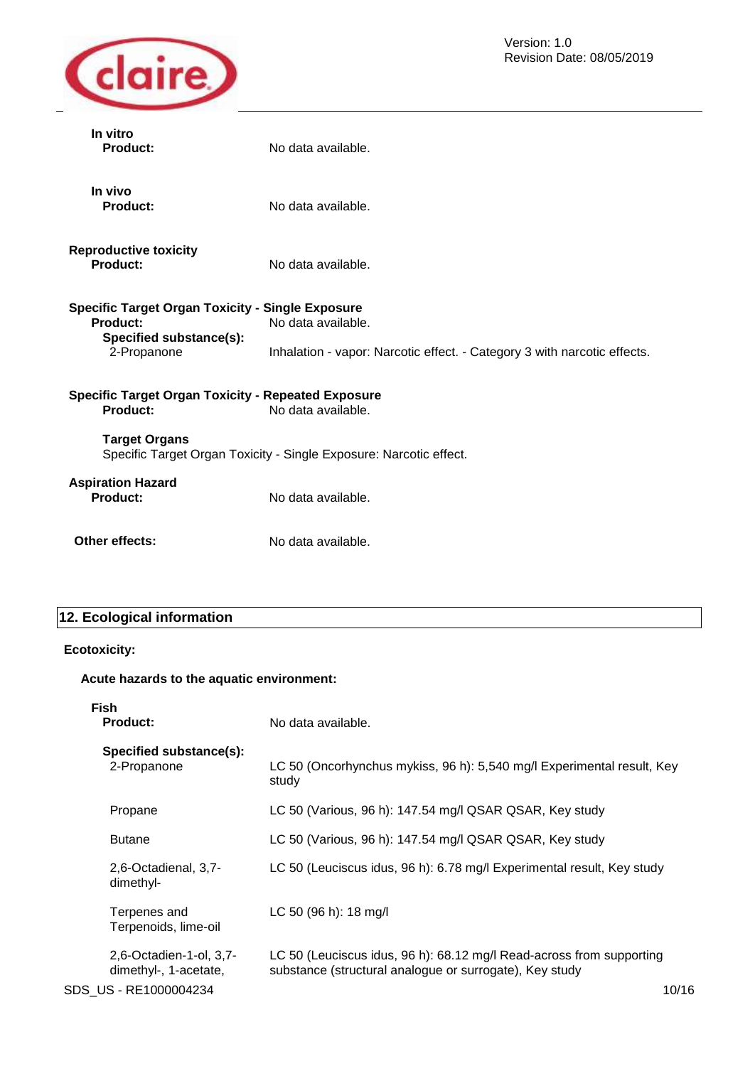**In vitro**

**Product:** No data available.

**In vivo**

**Product:** No data available.

**Reproductive toxicity**

**Product:** No data available.

**Specific Target Organ Toxicity - Single Exposure**

**Product:** No data available.

**Specified substance(s):**

| | |
|---|---|
| 2-Propanone | Inhalation - vapor: Narcotic effect. - Category 3 with narcotic effects. |

**Specific Target Organ Toxicity - Repeated Exposure**

**Product:** No data available.

**Target Organs**

Specific Target Organ Toxicity - Single Exposure: Narcotic effect.

**Aspiration Hazard**

**Product:** No data available.

**Other effects:** No data available.

## 12. Ecological information

**Ecotoxicity:**

**Acute hazards to the aquatic environment:**

**Fish**

**Product:** No data available.

**Specified substance(s):**

| | |
|---|---|
| 2-Propanone | LC 50 (Oncorhynchus mykiss, 96 h): 5,540 mg/l Experimental result, Key study |
| Propane | LC 50 (Various, 96 h): 147.54 mg/l QSAR QSAR, Key study |
| Butane | LC 50 (Various, 96 h): 147.54 mg/l QSAR QSAR, Key study |
| 2,6-Octadienal, 3,7-dimethyl- | LC 50 (Leuciscus idus, 96 h): 6.78 mg/l Experimental result, Key study |
| Terpenes and Terpenoids, lime-oil | LC 50 (96 h): 18 mg/l |
| 2,6-Octadien-1-ol, 3,7-dimethyl-, 1-acetate, | LC 50 (Leuciscus idus, 96 h): 68.12 mg/l Read-across from supporting substance (structural analogue or surrogate), Key study |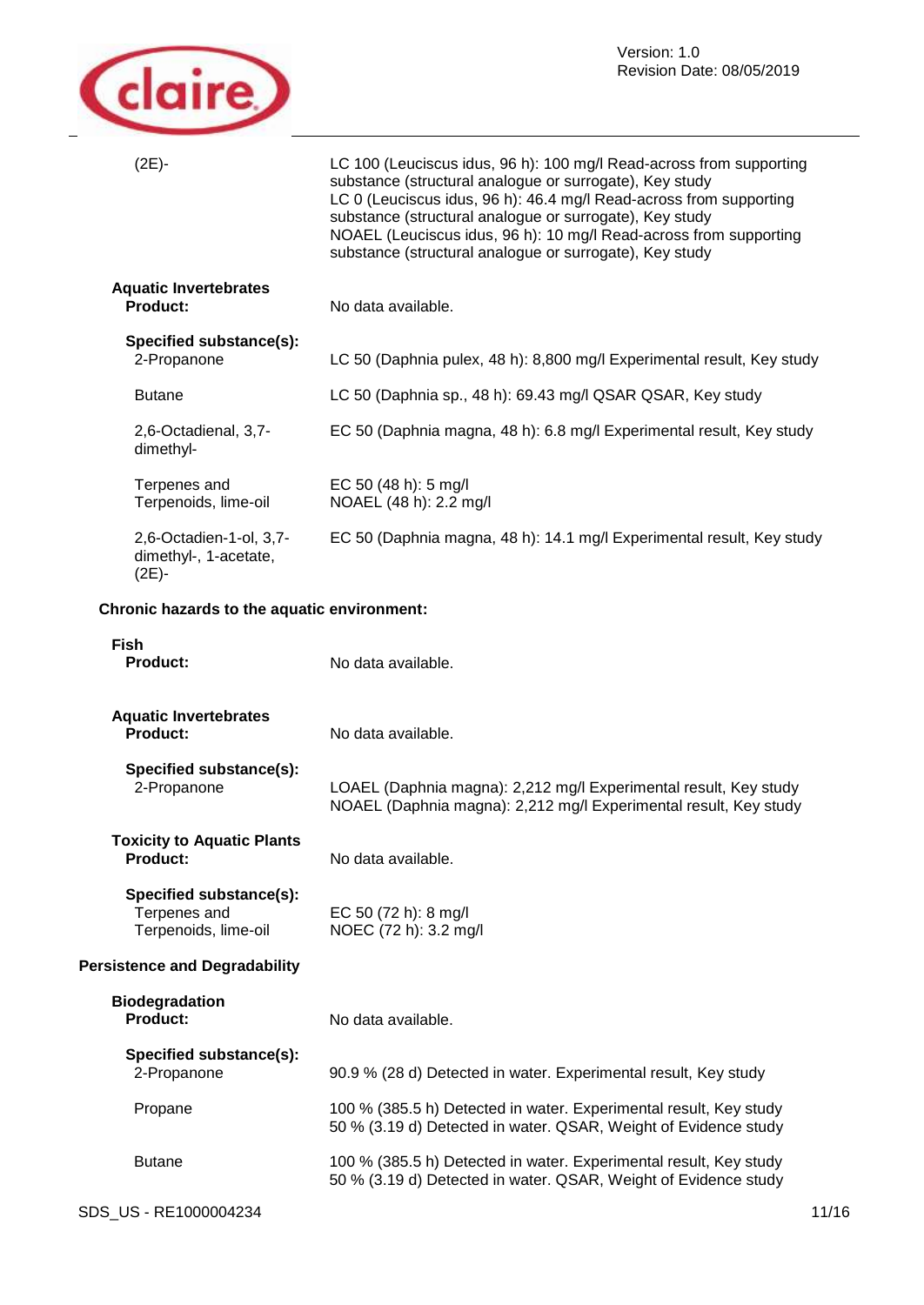| | |
|---|---|
| (2E)- | LC 100 (Leuciscus idus, 96 h): 100 mg/l Read-across from supporting substance (structural analogue or surrogate), Key study<br>LC 0 (Leuciscus idus, 96 h): 46.4 mg/l Read-across from supporting substance (structural analogue or surrogate), Key study<br>NOAEL (Leuciscus idus, 96 h): 10 mg/l Read-across from supporting substance (structural analogue or surrogate), Key study |

**Aquatic Invertebrates**

| | |
|---|---|
| **Product:** | No data available. |

**Specified substance(s):**

| | |
|---|---|
| 2-Propanone | LC 50 (Daphnia pulex, 48 h): 8,800 mg/l Experimental result, Key study |
| Butane | LC 50 (Daphnia sp., 48 h): 69.43 mg/l QSAR QSAR, Key study |
| 2,6-Octadienal, 3,7-dimethyl- | EC 50 (Daphnia magna, 48 h): 6.8 mg/l Experimental result, Key study |
| Terpenes and Terpenoids, lime-oil | EC 50 (48 h): 5 mg/l<br>NOAEL (48 h): 2.2 mg/l |
| 2,6-Octadien-1-ol, 3,7-dimethyl-, 1-acetate, (2E)- | EC 50 (Daphnia magna, 48 h): 14.1 mg/l Experimental result, Key study |

**Chronic hazards to the aquatic environment:**

**Fish**

| | |
|---|---|
| **Product:** | No data available. |

**Aquatic Invertebrates**

| | |
|---|---|
| **Product:** | No data available. |

**Specified substance(s):**

| | |
|---|---|
| 2-Propanone | LOAEL (Daphnia magna): 2,212 mg/l Experimental result, Key study<br>NOAEL (Daphnia magna): 2,212 mg/l Experimental result, Key study |

**Toxicity to Aquatic Plants**

| | |
|---|---|
| **Product:** | No data available. |

**Specified substance(s):**

| | |
|---|---|
| Terpenes and Terpenoids, lime-oil | EC 50 (72 h): 8 mg/l<br>NOEC (72 h): 3.2 mg/l |

**Persistence and Degradability**

**Biodegradation**

| | |
|---|---|
| **Product:** | No data available. |

**Specified substance(s):**

| | |
|---|---|
| 2-Propanone | 90.9 % (28 d) Detected in water. Experimental result, Key study |
| Propane | 100 % (385.5 h) Detected in water. Experimental result, Key study<br>50 % (3.19 d) Detected in water. QSAR, Weight of Evidence study |
| Butane | 100 % (385.5 h) Detected in water. Experimental result, Key study<br>50 % (3.19 d) Detected in water. QSAR, Weight of Evidence study |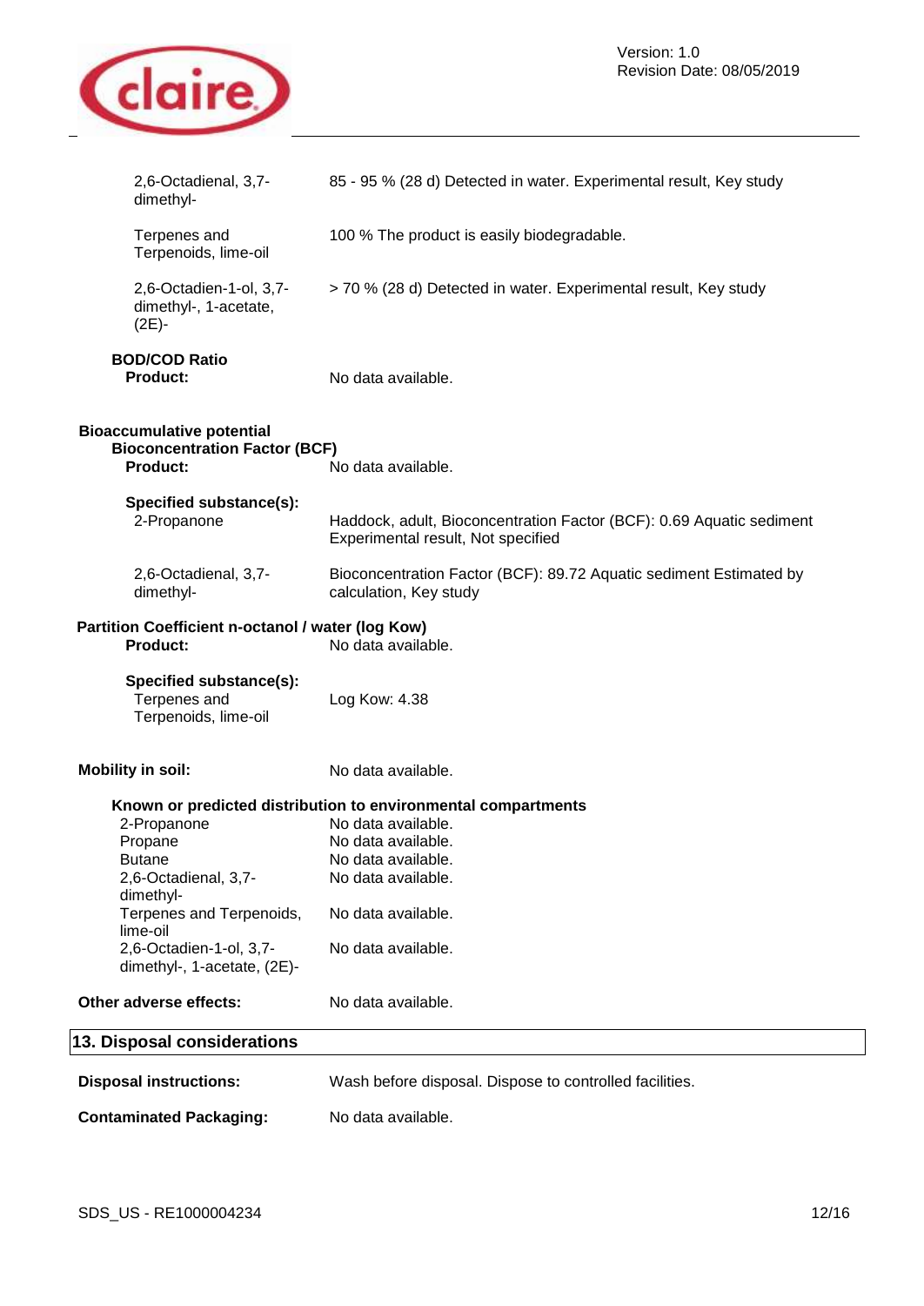| | |
|---|---|
| 2,6-Octadienal, 3,7-dimethyl- | 85 - 95 % (28 d) Detected in water. Experimental result, Key study |
| Terpenes and Terpenoids, lime-oil | 100 % The product is easily biodegradable. |
| 2,6-Octadien-1-ol, 3,7-dimethyl-, 1-acetate, (2E)- | > 70 % (28 d) Detected in water. Experimental result, Key study |

**BOD/COD Ratio**

**Product:** No data available.

**Bioaccumulative potential**

**Bioconcentration Factor (BCF)**

**Product:** No data available.

**Specified substance(s):**

| | |
|---|---|
| 2-Propanone | Haddock, adult, Bioconcentration Factor (BCF): 0.69 Aquatic sediment Experimental result, Not specified |
| 2,6-Octadienal, 3,7-dimethyl- | Bioconcentration Factor (BCF): 89.72 Aquatic sediment Estimated by calculation, Key study |

**Partition Coefficient n-octanol / water (log Kow)**

**Product:** No data available.

**Specified substance(s):**

| | |
|---|---|
| Terpenes and Terpenoids, lime-oil | Log Kow: 4.38 |

**Mobility in soil:** No data available.

**Known or predicted distribution to environmental compartments**

| | |
|---|---|
| 2-Propanone | No data available. |
| Propane | No data available. |
| Butane | No data available. |
| 2,6-Octadienal, 3,7-dimethyl- | No data available. |
| Terpenes and Terpenoids, lime-oil | No data available. |
| 2,6-Octadien-1-ol, 3,7-dimethyl-, 1-acetate, (2E)- | No data available. |

**Other adverse effects:** No data available.

## 13. Disposal considerations

**Disposal instructions:** Wash before disposal. Dispose to controlled facilities.

**Contaminated Packaging:** No data available.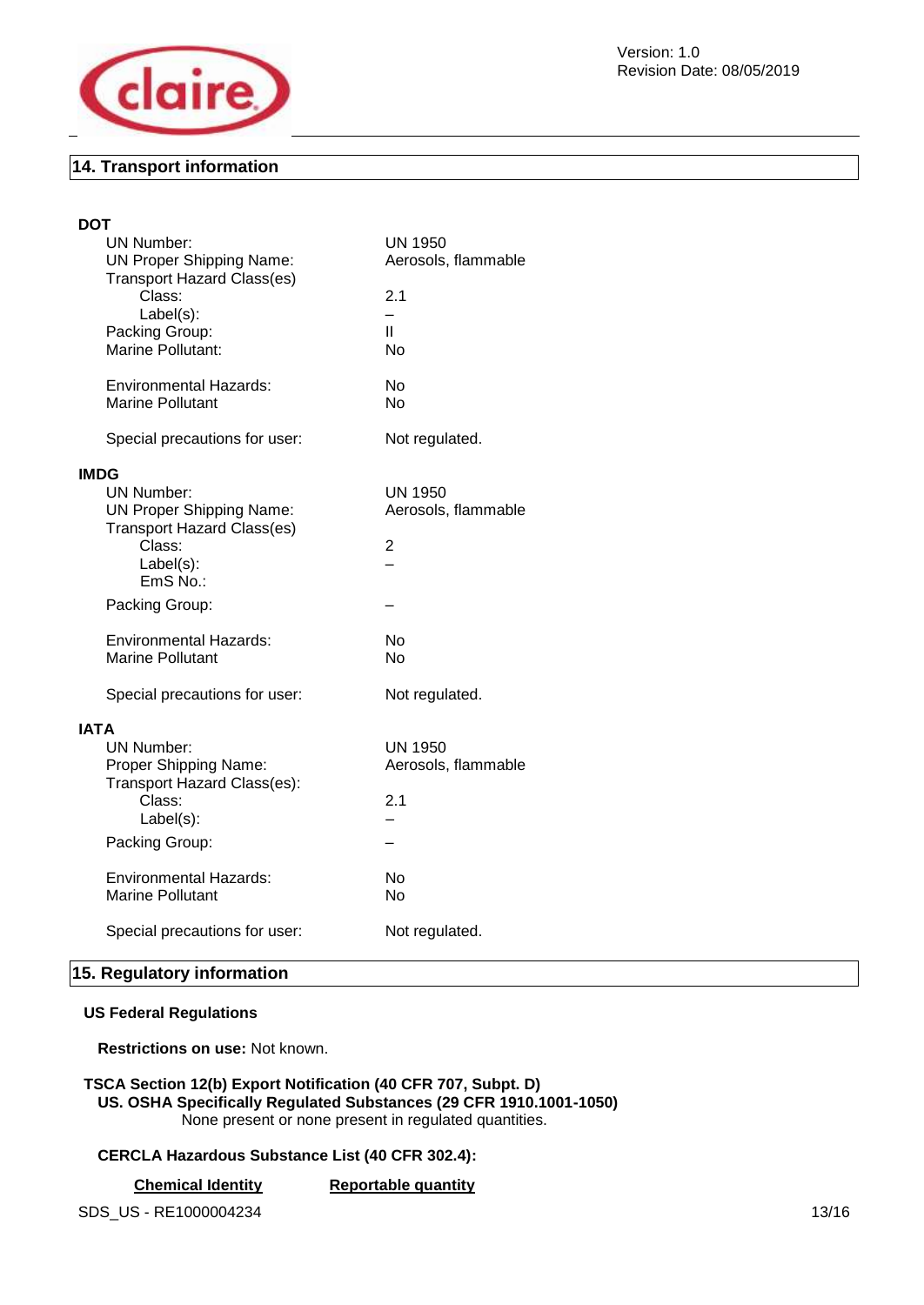## 14. Transport information

**DOT**

| | |
|---|---|
| UN Number: | UN 1950 |
| UN Proper Shipping Name: | Aerosols, flammable |
| Transport Hazard Class(es) | |
| Class: | 2.1 |
| Label(s): | – |
| Packing Group: | II |
| Marine Pollutant: | No |
| Environmental Hazards: | No |
| Marine Pollutant | No |
| Special precautions for user: | Not regulated. |

**IMDG**

| | |
|---|---|
| UN Number: | UN 1950 |
| UN Proper Shipping Name: | Aerosols, flammable |
| Transport Hazard Class(es) | |
| Class: | 2 |
| Label(s): | – |
| EmS No.: | |
| Packing Group: | – |
| Environmental Hazards: | No |
| Marine Pollutant | No |
| Special precautions for user: | Not regulated. |

**IATA**

| | |
|---|---|
| UN Number: | UN 1950 |
| Proper Shipping Name: | Aerosols, flammable |
| Transport Hazard Class(es): | |
| Class: | 2.1 |
| Label(s): | – |
| Packing Group: | – |
| Environmental Hazards: | No |
| Marine Pollutant | No |
| Special precautions for user: | Not regulated. |

## 15. Regulatory information

**US Federal Regulations**

**Restrictions on use:** Not known.

**TSCA Section 12(b) Export Notification (40 CFR 707, Subpt. D)**

**US. OSHA Specifically Regulated Substances (29 CFR 1910.1001-1050)**

None present or none present in regulated quantities.

**CERCLA Hazardous Substance List (40 CFR 302.4):**

| Chemical Identity | Reportable quantity |
|---|---|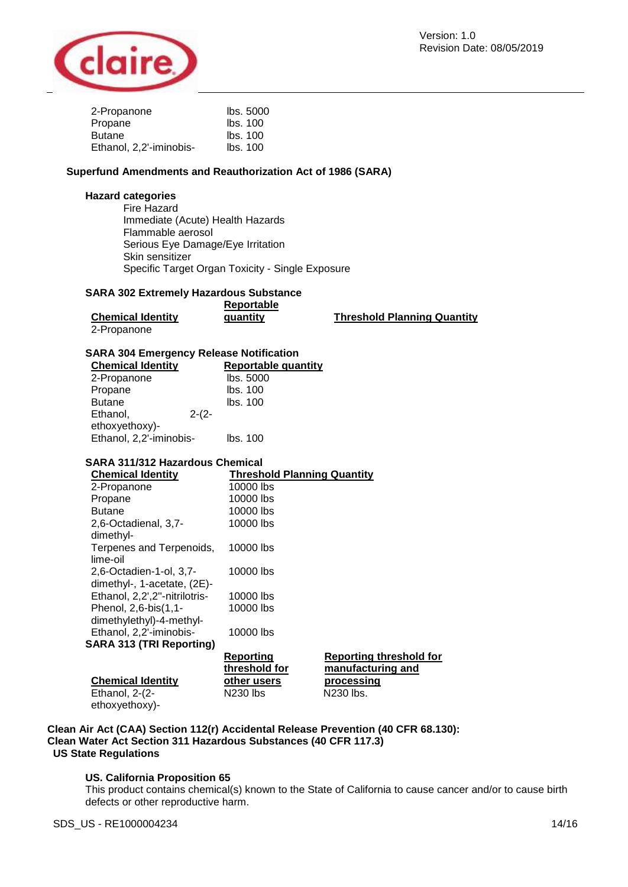| | |
|---|---|
| 2-Propanone | lbs. 5000 |
| Propane | lbs. 100 |
| Butane | lbs. 100 |
| Ethanol, 2,2'-iminobis- | lbs. 100 |

**Superfund Amendments and Reauthorization Act of 1986 (SARA)**

**Hazard categories**

Fire Hazard
Immediate (Acute) Health Hazards
Flammable aerosol
Serious Eye Damage/Eye Irritation
Skin sensitizer
Specific Target Organ Toxicity - Single Exposure

**SARA 302 Extremely Hazardous Substance**

| Chemical Identity | Reportable quantity | Threshold Planning Quantity |
|---|---|---|
| 2-Propanone | | |

**SARA 304 Emergency Release Notification**

| Chemical Identity | Reportable quantity |
|---|---|
| 2-Propanone | lbs. 5000 |
| Propane | lbs. 100 |
| Butane | lbs. 100 |
| Ethanol, 2-(2-ethoxyethoxy)- | |
| Ethanol, 2,2'-iminobis- | lbs. 100 |

**SARA 311/312 Hazardous Chemical**

| Chemical Identity | Threshold Planning Quantity |
|---|---|
| 2-Propanone | 10000 lbs |
| Propane | 10000 lbs |
| Butane | 10000 lbs |
| 2,6-Octadienal, 3,7-dimethyl- | 10000 lbs |
| Terpenes and Terpenoids, lime-oil | 10000 lbs |
| 2,6-Octadien-1-ol, 3,7-dimethyl-, 1-acetate, (2E)- | 10000 lbs |
| Ethanol, 2,2',2''-nitrilotris- | 10000 lbs |
| Phenol, 2,6-bis(1,1-dimethylethyl)-4-methyl- | 10000 lbs |
| Ethanol, 2,2'-iminobis- | 10000 lbs |

**SARA 313 (TRI Reporting)**

| Chemical Identity | Reporting threshold for other users | Reporting threshold for manufacturing and processing |
|---|---|---|
| Ethanol, 2-(2-ethoxyethoxy)- | N230 lbs | N230 lbs. |

**Clean Air Act (CAA) Section 112(r) Accidental Release Prevention (40 CFR 68.130):**
**Clean Water Act Section 311 Hazardous Substances (40 CFR 117.3)**
**US State Regulations**

**US. California Proposition 65**

This product contains chemical(s) known to the State of California to cause cancer and/or to cause birth defects or other reproductive harm.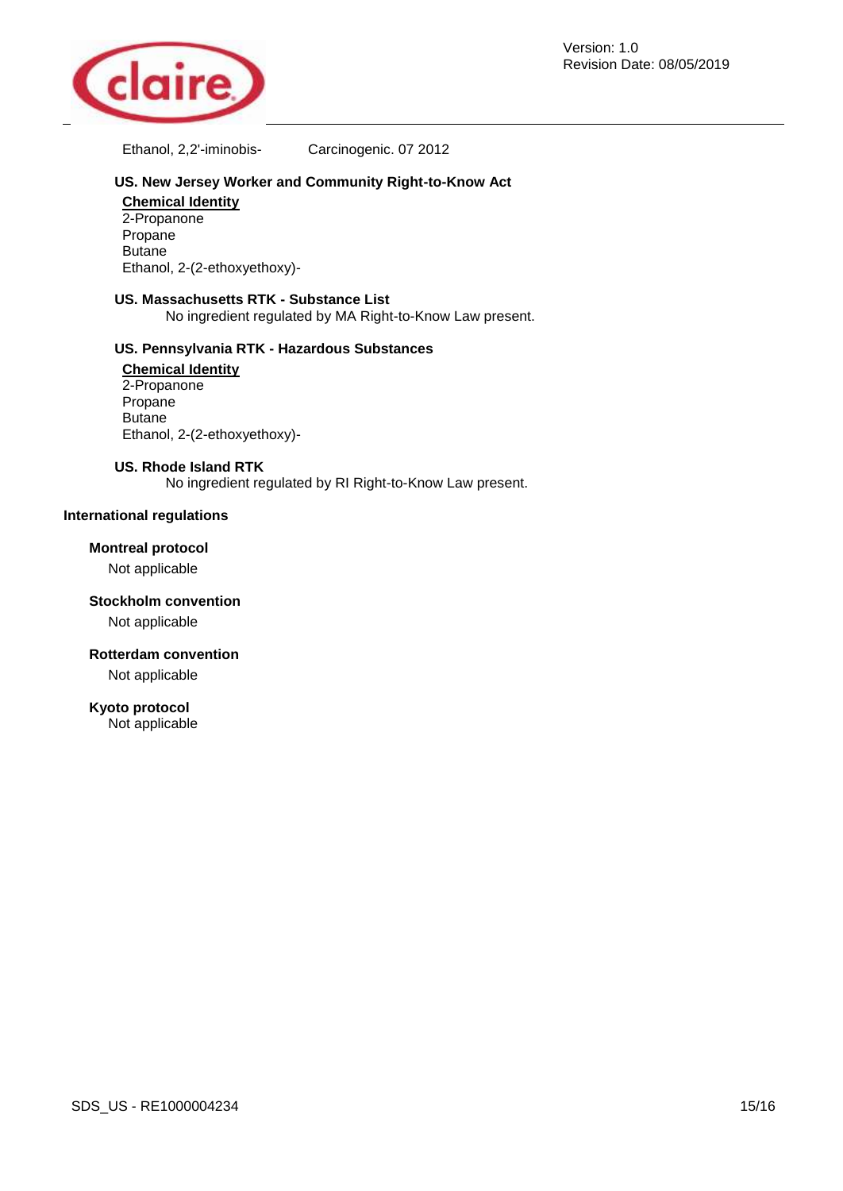| | |
|---|---|
| Ethanol, 2,2'-iminobis- | Carcinogenic. 07 2012 |

**US. New Jersey Worker and Community Right-to-Know Act**

**Chemical Identity**

2-Propanone
Propane
Butane
Ethanol, 2-(2-ethoxyethoxy)-

**US. Massachusetts RTK - Substance List**

No ingredient regulated by MA Right-to-Know Law present.

**US. Pennsylvania RTK - Hazardous Substances**

**Chemical Identity**

2-Propanone
Propane
Butane
Ethanol, 2-(2-ethoxyethoxy)-

**US. Rhode Island RTK**

No ingredient regulated by RI Right-to-Know Law present.

## International regulations

**Montreal protocol**

Not applicable

**Stockholm convention**

Not applicable

**Rotterdam convention**

Not applicable

**Kyoto protocol**

Not applicable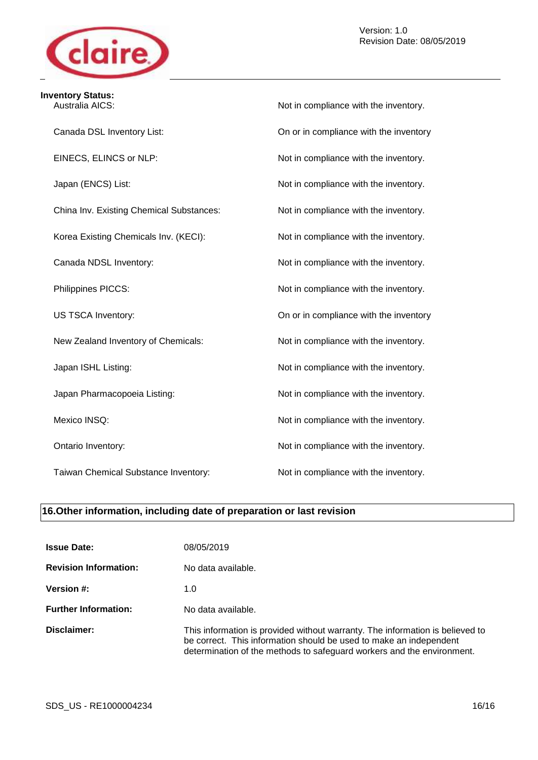**Inventory Status:**

| | |
|---|---|
| Australia AICS: | Not in compliance with the inventory. |
| Canada DSL Inventory List: | On or in compliance with the inventory |
| EINECS, ELINCS or NLP: | Not in compliance with the inventory. |
| Japan (ENCS) List: | Not in compliance with the inventory. |
| China Inv. Existing Chemical Substances: | Not in compliance with the inventory. |
| Korea Existing Chemicals Inv. (KECI): | Not in compliance with the inventory. |
| Canada NDSL Inventory: | Not in compliance with the inventory. |
| Philippines PICCS: | Not in compliance with the inventory. |
| US TSCA Inventory: | On or in compliance with the inventory |
| New Zealand Inventory of Chemicals: | Not in compliance with the inventory. |
| Japan ISHL Listing: | Not in compliance with the inventory. |
| Japan Pharmacopoeia Listing: | Not in compliance with the inventory. |
| Mexico INSQ: | Not in compliance with the inventory. |
| Ontario Inventory: | Not in compliance with the inventory. |
| Taiwan Chemical Substance Inventory: | Not in compliance with the inventory. |

## 16.Other information, including date of preparation or last revision

| | |
|---|---|
| **Issue Date:** | 08/05/2019 |
| **Revision Information:** | No data available. |
| **Version #:** | 1.0 |
| **Further Information:** | No data available. |
| **Disclaimer:** | This information is provided without warranty. The information is believed to be correct. This information should be used to make an independent determination of the methods to safeguard workers and the environment. |